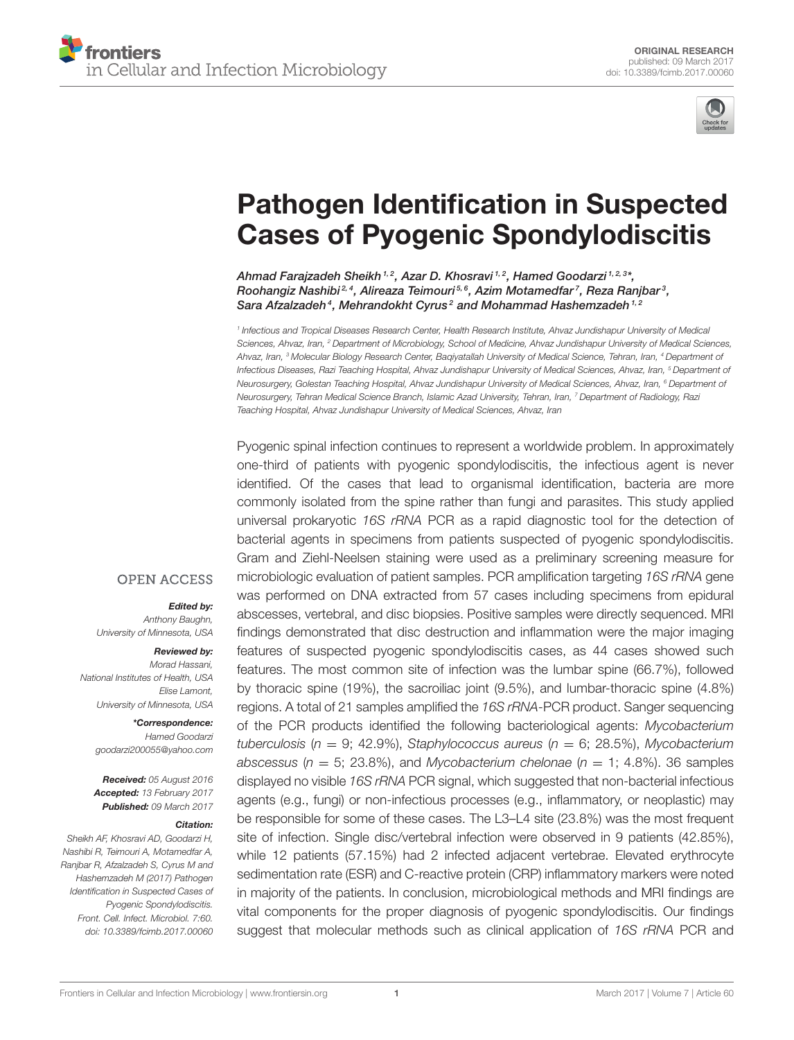ORIGINAL RESEARCH
published: 09 March 2017
doi: 10.3389/fcimb.2017.00060

# Pathogen Identification in Suspected Cases of Pyogenic Spondylodiscitis

*Ahmad Farajzadeh Sheikh*[1,2], *Azar D. Khosravi*[1,2], *Hamed Goodarzi*[1,2,3]*, *Roohangiz Nashibi*[2,4], *Alireeza Teimouri*[5,6], *Azim Motamedfar*[7], *Reza Ranjbar*[3], *Sara Afzalzadeh*[4], *Mehrandokht Cyrus*[2] and *Mohammad Hashemzadeh*[1,2]

[1] Infectious and Tropical Diseases Research Center, Health Research Institute, Ahvaz Jundishapur University of Medical Sciences, Ahvaz, Iran, [2] Department of Microbiology, School of Medicine, Ahvaz Jundishapur University of Medical Sciences, Ahvaz, Iran, [3] Molecular Biology Research Center, Baqiyatallah University of Medical Science, Tehran, Iran, [4] Department of Infectious Diseases, Razi Teaching Hospital, Ahvaz Jundishapur University of Medical Sciences, Ahvaz, Iran, [5] Department of Neurosurgery, Golestan Teaching Hospital, Ahvaz Jundishapur University of Medical Sciences, Ahvaz, Iran, [6] Department of Neurosurgery, Tehran Medical Science Branch, Islamic Azad University, Tehran, Iran, [7] Department of Radiology, Razi Teaching Hospital, Ahvaz Jundishapur University of Medical Sciences, Ahvaz, Iran

Pyogenic spinal infection continues to represent a worldwide problem. In approximately one-third of patients with pyogenic spondylodiscitis, the infectious agent is never identified. Of the cases that lead to organismal identification, bacteria are more commonly isolated from the spine rather than fungi and parasites. This study applied universal prokaryotic *16S rRNA* PCR as a rapid diagnostic tool for the detection of bacterial agents in specimens from patients suspected of pyogenic spondylodiscitis. Gram and Ziehl-Neelsen staining were used as a preliminary screening measure for microbiologic evaluation of patient samples. PCR amplification targeting *16S rRNA* gene was performed on DNA extracted from 57 cases including specimens from epidural abscesses, vertebral, and disc biopsies. Positive samples were directly sequenced. MRI findings demonstrated that disc destruction and inflammation were the major imaging features of suspected pyogenic spondylodiscitis cases, as 44 cases showed such features. The most common site of infection was the lumbar spine (66.7%), followed by thoracic spine (19%), the sacroiliac joint (9.5%), and lumbar-thoracic spine (4.8%) regions. A total of 21 samples amplified the *16S rRNA*-PCR product. Sanger sequencing of the PCR products identified the following bacteriological agents: *Mycobacterium tuberculosis* ($n = 9$; 42.9%), *Staphylococcus aureus* ($n = 6$; 28.5%), *Mycobacterium abscessus* ($n = 5$; 23.8%), and *Mycobacterium chelonae* ($n = 1$; 4.8%). 36 samples displayed no visible *16S rRNA* PCR signal, which suggested that non-bacterial infectious agents (e.g., fungi) or non-infectious processes (e.g., inflammatory, or neoplastic) may be responsible for some of these cases. The L3–L4 site (23.8%) was the most frequent site of infection. Single disc/vertebral infection were observed in 9 patients (42.85%), while 12 patients (57.15%) had 2 infected adjacent vertebrae. Elevated erythrocyte sedimentation rate (ESR) and C-reactive protein (CRP) inflammatory markers were noted in majority of the patients. In conclusion, microbiological methods and MRI findings are vital components for the proper diagnosis of pyogenic spondylodiscitis. Our findings suggest that molecular methods such as clinical application of *16S rRNA* PCR and

OPEN ACCESS

***Edited by:***
Anthony Baughn,
University of Minnesota, USA

***Reviewed by:***
Morad Hassani,
National Institutes of Health, USA
Elise Lamont,
University of Minnesota, USA

***\*Correspondence:***
Hamed Goodarzi
goodarzi200055@yahoo.com

***Received:*** *05 August 2016*
***Accepted:*** *13 February 2017*
***Published:*** *09 March 2017*

***Citation:***
*Sheikh AF, Khosravi AD, Goodarzi H, Nashibi R, Teimouri A, Motamedfar A, Ranjbar R, Afzalzadeh S, Cyrus M and Hashemzadeh M (2017) Pathogen Identification in Suspected Cases of Pyogenic Spondylodiscitis. Front. Cell. Infect. Microbiol. 7:60. doi: 10.3389/fcimb.2017.00060*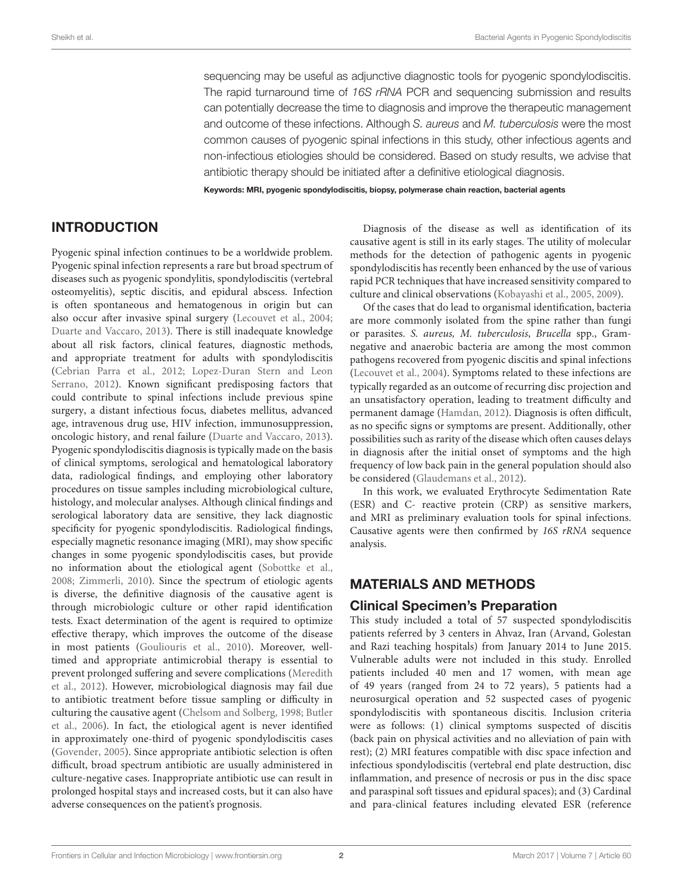sequencing may be useful as adjunctive diagnostic tools for pyogenic spondylodiscitis. The rapid turnaround time of *16S rRNA* PCR and sequencing submission and results can potentially decrease the time to diagnosis and improve the therapeutic management and outcome of these infections. Although *S. aureus* and *M. tuberculosis* were the most common causes of pyogenic spinal infections in this study, other infectious agents and non-infectious etiologies should be considered. Based on study results, we advise that antibiotic therapy should be initiated after a definitive etiological diagnosis.

**Keywords: MRI, pyogenic spondylodiscitis, biopsy, polymerase chain reaction, bacterial agents**

## INTRODUCTION

Pyogenic spinal infection continues to be a worldwide problem. Pyogenic spinal infection represents a rare but broad spectrum of diseases such as pyogenic spondylitis, spondylodiscitis (vertebral osteomyelitis), septic discitis, and epidural abscess. Infection is often spontaneous and hematogenous in origin but can also occur after invasive spinal surgery (Lecouvet et al., 2004; Duarte and Vaccaro, 2013). There is still inadequate knowledge about all risk factors, clinical features, diagnostic methods, and appropriate treatment for adults with spondylodiscitis (Cebrian Parra et al., 2012; Lopez-Duran Stern and Leon Serrano, 2012). Known significant predisposing factors that could contribute to spinal infections include previous spine surgery, a distant infectious focus, diabetes mellitus, advanced age, intravenous drug use, HIV infection, immunosuppression, oncologic history, and renal failure (Duarte and Vaccaro, 2013). Pyogenic spondylodiscitis diagnosis is typically made on the basis of clinical symptoms, serological and hematological laboratory data, radiological findings, and employing other laboratory procedures on tissue samples including microbiological culture, histology, and molecular analyses. Although clinical findings and serological laboratory data are sensitive, they lack diagnostic specificity for pyogenic spondylodiscitis. Radiological findings, especially magnetic resonance imaging (MRI), may show specific changes in some pyogenic spondylodiscitis cases, but provide no information about the etiological agent (Sobottke et al., 2008; Zimmerli, 2010). Since the spectrum of etiologic agents is diverse, the definitive diagnosis of the causative agent is through microbiologic culture or other rapid identification tests. Exact determination of the agent is required to optimize effective therapy, which improves the outcome of the disease in most patients (Gouliouris et al., 2010). Moreover, well-timed and appropriate antimicrobial therapy is essential to prevent prolonged suffering and severe complications (Meredith et al., 2012). However, microbiological diagnosis may fail due to antibiotic treatment before tissue sampling or difficulty in culturing the causative agent (Chelsom and Solberg, 1998; Butler et al., 2006). In fact, the etiological agent is never identified in approximately one-third of pyogenic spondylodiscitis cases (Govender, 2005). Since appropriate antibiotic selection is often difficult, broad spectrum antibiotic are usually administered in culture-negative cases. Inappropriate antibiotic use can result in prolonged hospital stays and increased costs, but it can also have adverse consequences on the patient's prognosis.

Diagnosis of the disease as well as identification of its causative agent is still in its early stages. The utility of molecular methods for the detection of pathogenic agents in pyogenic spondylodiscitis has recently been enhanced by the use of various rapid PCR techniques that have increased sensitivity compared to culture and clinical observations (Kobayashi et al., 2005, 2009).

Of the cases that do lead to organismal identification, bacteria are more commonly isolated from the spine rather than fungi or parasites. *S. aureus, M. tuberculosis*, *Brucella* spp., Gram-negative and anaerobic bacteria are among the most common pathogens recovered from pyogenic discitis and spinal infections (Lecouvet et al., 2004). Symptoms related to these infections are typically regarded as an outcome of recurring disc projection and an unsatisfactory operation, leading to treatment difficulty and permanent damage (Hamdan, 2012). Diagnosis is often difficult, as no specific signs or symptoms are present. Additionally, other possibilities such as rarity of the disease which often causes delays in diagnosis after the initial onset of symptoms and the high frequency of low back pain in the general population should also be considered (Glaudemans et al., 2012).

In this work, we evaluated Erythrocyte Sedimentation Rate (ESR) and C- reactive protein (CRP) as sensitive markers, and MRI as preliminary evaluation tools for spinal infections. Causative agents were then confirmed by *16S rRNA* sequence analysis.

## MATERIALS AND METHODS

### Clinical Specimen's Preparation

This study included a total of 57 suspected spondylodiscitis patients referred by 3 centers in Ahvaz, Iran (Arvand, Golestan and Razi teaching hospitals) from January 2014 to June 2015. Vulnerable adults were not included in this study. Enrolled patients included 40 men and 17 women, with mean age of 49 years (ranged from 24 to 72 years), 5 patients had a neurosurgical operation and 52 suspected cases of pyogenic spondylodiscitis with spontaneous discitis. Inclusion criteria were as follows: (1) clinical symptoms suspected of discitis (back pain on physical activities and no alleviation of pain with rest); (2) MRI features compatible with disc space infection and infectious spondylodiscitis (vertebral end plate destruction, disc inflammation, and presence of necrosis or pus in the disc space and paraspinal soft tissues and epidural spaces); and (3) Cardinal and para-clinical features including elevated ESR (reference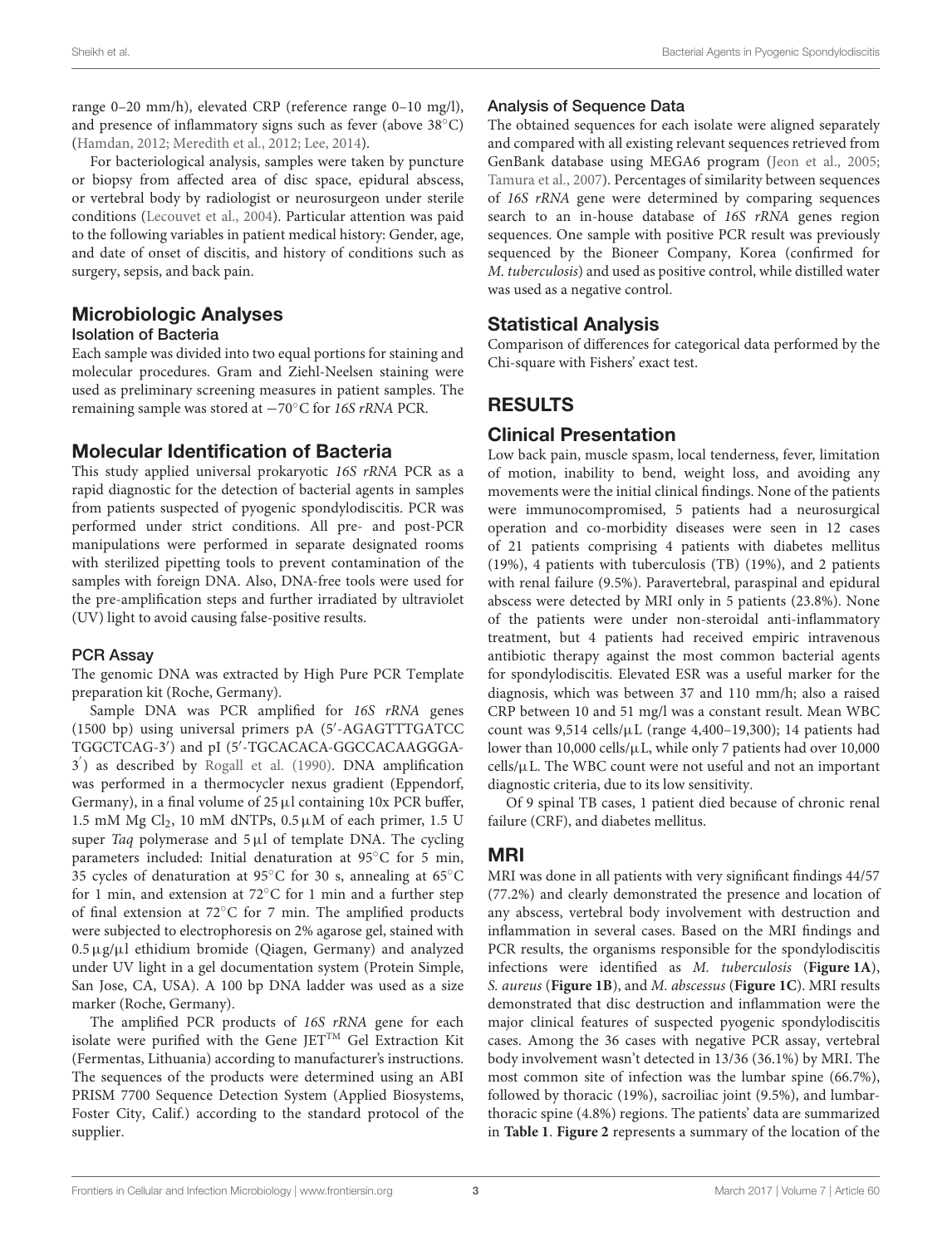range 0–20 mm/h), elevated CRP (reference range 0–10 mg/l), and presence of inflammatory signs such as fever (above 38°C) (Hamdan, 2012; Meredith et al., 2012; Lee, 2014).

For bacteriological analysis, samples were taken by puncture or biopsy from affected area of disc space, epidural abscess, or vertebral body by radiologist or neurosurgeon under sterile conditions (Lecouvet et al., 2004). Particular attention was paid to the following variables in patient medical history: Gender, age, and date of onset of discitis, and history of conditions such as surgery, sepsis, and back pain.

## Microbiologic Analyses

### Isolation of Bacteria

Each sample was divided into two equal portions for staining and molecular procedures. Gram and Ziehl-Neelsen staining were used as preliminary screening measures in patient samples. The remaining sample was stored at −70°C for *16S rRNA* PCR.

## Molecular Identification of Bacteria

This study applied universal prokaryotic *16S rRNA* PCR as a rapid diagnostic for the detection of bacterial agents in samples from patients suspected of pyogenic spondylodiscitis. PCR was performed under strict conditions. All pre- and post-PCR manipulations were performed in separate designated rooms with sterilized pipetting tools to prevent contamination of the samples with foreign DNA. Also, DNA-free tools were used for the pre-amplification steps and further irradiated by ultraviolet (UV) light to avoid causing false-positive results.

### PCR Assay

The genomic DNA was extracted by High Pure PCR Template preparation kit (Roche, Germany).

Sample DNA was PCR amplified for *16S rRNA* genes (1500 bp) using universal primers pA (5′-AGAGTTTGATCC TGGCTCAG-3′) and pI (5′-TGCACACA-GGCCACAAGGGA-3′) as described by Rogall et al. (1990). DNA amplification was performed in a thermocycler nexus gradient (Eppendorf, Germany), in a final volume of 25 μl containing 10x PCR buffer, 1.5 mM Mg $Cl_2$, 10 mM dNTPs, 0.5 μM of each primer, 1.5 U super *Taq* polymerase and 5 μl of template DNA. The cycling parameters included: Initial denaturation at 95°C for 5 min, 35 cycles of denaturation at 95°C for 30 s, annealing at 65°C for 1 min, and extension at 72°C for 1 min and a further step of final extension at 72°C for 7 min. The amplified products were subjected to electrophoresis on 2% agarose gel, stained with 0.5 μg/μl ethidium bromide (Qiagen, Germany) and analyzed under UV light in a gel documentation system (Protein Simple, San Jose, CA, USA). A 100 bp DNA ladder was used as a size marker (Roche, Germany).

The amplified PCR products of *16S rRNA* gene for each isolate were purified with the Gene JET™ Gel Extraction Kit (Fermentas, Lithuania) according to manufacturer's instructions. The sequences of the products were determined using an ABI PRISM 7700 Sequence Detection System (Applied Biosystems, Foster City, Calif.) according to the standard protocol of the supplier.

### Analysis of Sequence Data

The obtained sequences for each isolate were aligned separately and compared with all existing relevant sequences retrieved from GenBank database using MEGA6 program (Jeon et al., 2005; Tamura et al., 2007). Percentages of similarity between sequences of *16S rRNA* gene were determined by comparing sequences search to an in-house database of *16S rRNA* genes region sequences. One sample with positive PCR result was previously sequenced by the Bioneer Company, Korea (confirmed for *M. tuberculosis*) and used as positive control, while distilled water was used as a negative control.

## Statistical Analysis

Comparison of differences for categorical data performed by the Chi-square with Fishers' exact test.

# RESULTS

## Clinical Presentation

Low back pain, muscle spasm, local tenderness, fever, limitation of motion, inability to bend, weight loss, and avoiding any movements were the initial clinical findings. None of the patients were immunocompromised, 5 patients had a neurosurgical operation and co-morbidity diseases were seen in 12 cases of 21 patients comprising 4 patients with diabetes mellitus (19%), 4 patients with tuberculosis (TB) (19%), and 2 patients with renal failure (9.5%). Paravertebral, paraspinal and epidural abscess were detected by MRI only in 5 patients (23.8%). None of the patients were under non-steroidal anti-inflammatory treatment, but 4 patients had received empiric intravenous antibiotic therapy against the most common bacterial agents for spondylodiscitis. Elevated ESR was a useful marker for the diagnosis, which was between 37 and 110 mm/h; also a raised CRP between 10 and 51 mg/l was a constant result. Mean WBC count was 9,514 cells/μL (range 4,400–19,300); 14 patients had lower than 10,000 cells/μL, while only 7 patients had over 10,000 cells/μL. The WBC count were not useful and not an important diagnostic criteria, due to its low sensitivity.

Of 9 spinal TB cases, 1 patient died because of chronic renal failure (CRF), and diabetes mellitus.

## MRI

MRI was done in all patients with very significant findings 44/57 (77.2%) and clearly demonstrated the presence and location of any abscess, vertebral body involvement with destruction and inflammation in several cases. Based on the MRI findings and PCR results, the organisms responsible for the spondylodiscitis infections were identified as *M. tuberculosis* (**Figure 1A**), *S. aureus* (**Figure 1B**), and *M. abscessus* (**Figure 1C**). MRI results demonstrated that disc destruction and inflammation were the major clinical features of suspected pyogenic spondylodiscitis cases. Among the 36 cases with negative PCR assay, vertebral body involvement wasn't detected in 13/36 (36.1%) by MRI. The most common site of infection was the lumbar spine (66.7%), followed by thoracic (19%), sacroiliac joint (9.5%), and lumbar-thoracic spine (4.8%) regions. The patients' data are summarized in **Table 1**. **Figure 2** represents a summary of the location of the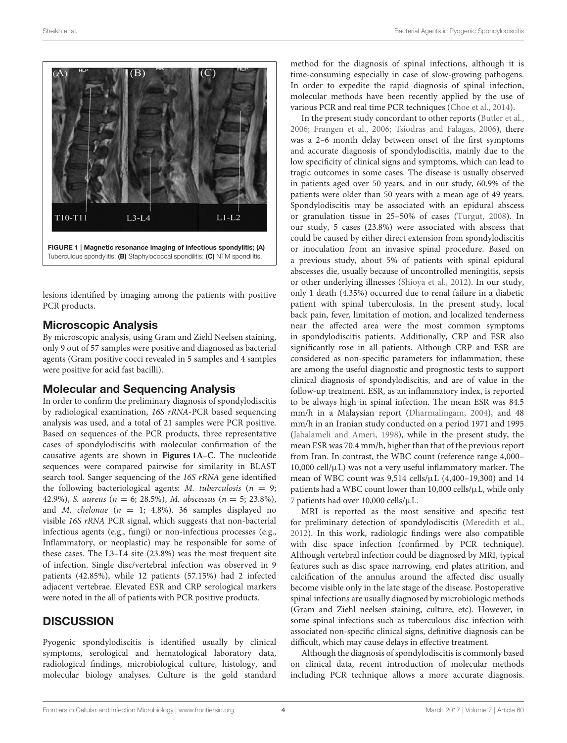FIGURE 1 | Magnetic resonance imaging of infectious spondylitis; (A) Tuberculous spondylitis; (B) Staphylococcal spondilitis; (C) NTM spondilitis.

lesions identified by imaging among the patients with positive PCR products.

## Microscopic Analysis

By microscopic analysis, using Gram and Ziehl Neelsen staining, only 9 out of 57 samples were positive and diagnosed as bacterial agents (Gram positive cocci revealed in 5 samples and 4 samples were positive for acid fast bacilli).

## Molecular and Sequencing Analysis

In order to confirm the preliminary diagnosis of spondylodiscitis by radiological examination, *16S rRNA*-PCR based sequencing analysis was used, and a total of 21 samples were PCR positive. Based on sequences of the PCR products, three representative cases of spondylodiscitis with molecular confirmation of the causative agents are shown in **Figures 1A–C**. The nucleotide sequences were compared pairwise for similarity in BLAST search tool. Sanger sequencing of the *16S rRNA* gene identified the following bacteriological agents: *M. tuberculosis* ($n = 9$; 42.9%), *S. aureus* ($n = 6$; 28.5%), *M. abscessus* ($n = 5$; 23.8%), and *M. chelonae* ($n = 1$; 4.8%). 36 samples displayed no visible *16S rRNA* PCR signal, which suggests that non-bacterial infectious agents (e.g., fungi) or non-infectious processes (e.g., Inflammatory, or neoplastic) may be responsible for some of these cases. The L3–L4 site (23.8%) was the most frequent site of infection. Single disc/vertebral infection was observed in 9 patients (42.85%), while 12 patients (57.15%) had 2 infected adjacent vertebrae. Elevated ESR and CRP serological markers were noted in the all of patients with PCR positive products.

# DISCUSSION

Pyogenic spondylodiscitis is identified usually by clinical symptoms, serological and hematological laboratory data, radiological findings, microbiological culture, histology, and molecular biology analyses. Culture is the gold standard method for the diagnosis of spinal infections, although it is time-consuming especially in case of slow-growing pathogens. In order to expedite the rapid diagnosis of spinal infection, molecular methods have been recently applied by the use of various PCR and real time PCR techniques (Choe et al., 2014).

In the present study concordant to other reports (Butler et al., 2006; Frangen et al., 2006; Tsiodras and Falagas, 2006), there was a 2–6 month delay between onset of the first symptoms and accurate diagnosis of spondylodiscitis, mainly due to the low specificity of clinical signs and symptoms, which can lead to tragic outcomes in some cases. The disease is usually observed in patients aged over 50 years, and in our study, 60.9% of the patients were older than 50 years with a mean age of 49 years. Spondylodiscitis may be associated with an epidural abscess or granulation tissue in 25–50% of cases (Turgut, 2008). In our study, 5 cases (23.8%) were associated with abscess that could be caused by either direct extension from spondylodiscitis or inoculation from an invasive spinal procedure. Based on a previous study, about 5% of patients with spinal epidural abscesses die, usually because of uncontrolled meningitis, sepsis or other underlying illnesses (Shioya et al., 2012). In our study, only 1 death (4.35%) occurred due to renal failure in a diabetic patient with spinal tuberculosis. In the present study, local back pain, fever, limitation of motion, and localized tenderness near the affected area were the most common symptoms in spondylodiscitis patients. Additionally, CRP and ESR also significantly rose in all patients. Although CRP and ESR are considered as non-specific parameters for inflammation, these are among the useful diagnostic and prognostic tests to support clinical diagnosis of spondylodiscitis, and are of value in the follow-up treatment. ESR, as an inflammatory index, is reported to be always high in spinal infection. The mean ESR was 84.5 mm/h in a Malaysian report (Dharmalingam, 2004), and 48 mm/h in an Iranian study conducted on a period 1971 and 1995 (Jabalameli and Ameri, 1998), while in the present study, the mean ESR was 70.4 mm/h, higher than that of the previous report from Iran. In contrast, the WBC count (reference range 4,000–10,000 cell/μL) was not a very useful inflammatory marker. The mean of WBC count was 9,514 cells/μL (4,400–19,300) and 14 patients had a WBC count lower than 10,000 cells/μL, while only 7 patients had over 10,000 cells/μL.

MRI is reported as the most sensitive and specific test for preliminary detection of spondylodiscitis (Meredith et al., 2012). In this work, radiologic findings were also compatible with disc space infection (confirmed by PCR technique). Although vertebral infection could be diagnosed by MRI, typical features such as disc space narrowing, end plates attrition, and calcification of the annulus around the affected disc usually become visible only in the late stage of the disease. Postoperative spinal infections are usually diagnosed by microbiologic methods (Gram and Ziehl neelsen staining, culture, etc). However, in some spinal infections such as tuberculous disc infection with associated non-specific clinical signs, definitive diagnosis can be difficult, which may cause delays in effective treatment.

Although the diagnosis of spondylodiscitis is commonly based on clinical data, recent introduction of molecular methods including PCR technique allows a more accurate diagnosis.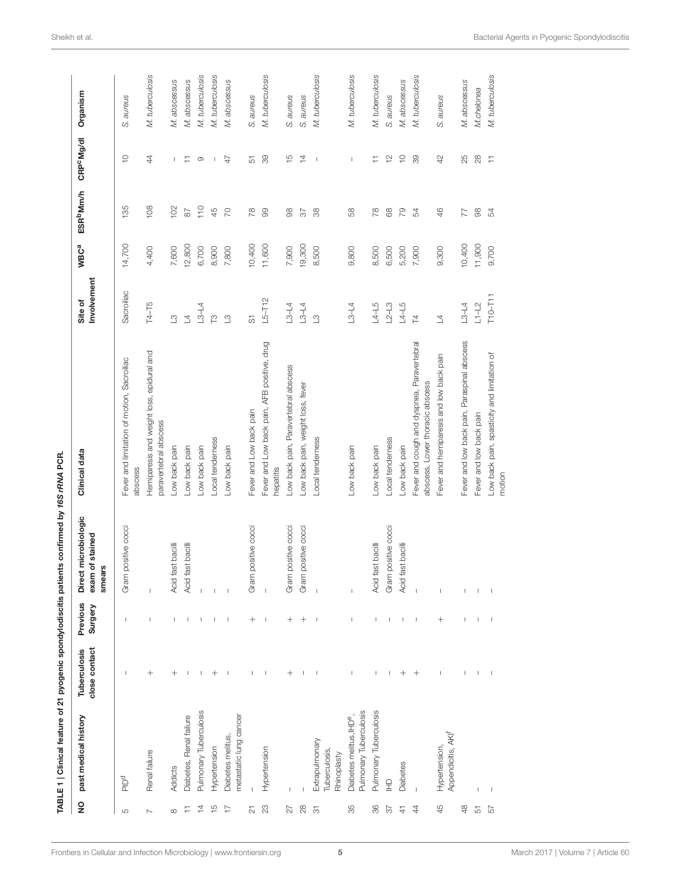**TABLE 1 | Clinical feature of 21 pyogenic spondylodiscitis patients confirmed by *16S rRNA* PCR.**

| NO | past medical history | Tuberculosis close contact | Previous Surgery | Direct microbiologic exam of stained smears | Clinical data | Site of Involvement | WBC[a] | ESR[b] Mm/h | CRP[c] Mg/dl | Organism |
|---|---|---|---|---|---|---|---|---|---|---|
| 5 | PID[d] | − | − | Gram positive cocci | Fever and limitation of motion, Sacroiliac abscess | Sacroiliac | 14,700 | 135 | 10 | *S. aureus* |
| 7 | Renal failure | + | − | − | Hemiparesis and weight loss, epidural and paravertebral abscess | T4–T5 | 4,400 | 108 | 44 | *M. tuberculosis* |
| 8 | Addicts | + | − | Acid fast bacilli | Low back pain | L3 | 7,600 | 102 | − | *M. abscessus* |
| 11 | Diabetes, Renal failure | − | − | Acid fast bacilli | Low back pain | L4 | 12,800 | 87 | 11 | *M. abscessus* |
| 14 | Pulmonary Tuberculosis | − | − | − | Low back pain | L3–L4 | 6,700 | 110 | 9 | *M. tuberculosis* |
| 15 | Hypertension | + | − | − | Local tenderness | T3 | 8,900 | 45 | − | *M. tuberculosis* |
| 17 | Diabetes melitus, metastatic lung cancer | − | − | − | Low back pain | L3 | 7,800 | 70 | 47 | *M. abscessus* |
| 21 | − | − | + | Gram positive cocci | Fever and Low back pain | S1 | 10,400 | 78 | 51 | *S. aureus* |
| 23 | Hypertension | − | − | − | Fever and Low back pain, AFB positive, drug hepatitis | L5–T12 | 11,600 | 99 | 39 | *M. tuberculosis* |
| 27 | − | + | + | Gram positive cocci | Low back pain, Paravertebral abscess | L3–L4 | 7,900 | 98 | 15 | *S. aureus* |
| 28 | − | − | + | Gram positive cocci | Low back pain, weight loss, fever | L3–L4 | 19,300 | 37 | 14 | *S. aureus* |
| 31 | Extrapulmonary Tuberculosis, Rhinoplasty | − | − | − | Local tenderness | L3 | 8,500 | 38 | − | *M. tuberculosis* |
| 35 | Diabetes melitus, IHD[e], Pulmonary Tuberculosis | − | − | − | Low back pain | L3–L4 | 9,800 | 58 | − | *M. tuberculosis* |
| 36 | Pulmonary Tuberculosis | − | − | Acid fast bacilli | Low back pain | L4–L5 | 8,500 | 78 | 11 | *M. tuberculosis* |
| 37 | IHD | − | − | Gram positive cocci | Local tenderness | L2–L3 | 6,500 | 68 | 12 | *S. aureus* |
| 41 | Diabetes | + | − | Acid fast bacilli | Low back pain | L4–L5 | 5,200 | 79 | 10 | *M. abscessus* |
| 44 | − | + | − | − | Fever and cough and dyspnea, Paravertebral abscess, Lower thoracic abscess | T4 | 7,900 | 54 | 39 | *M. tuberculosis* |
| 45 | Hypertension, Appendicitis, AKI[f] | − | + | − | Fever and hemiparesis and low back pain | L4 | 9,300 | 46 | 42 | *S. aureus* |
| 48 | − | − | − | − | Fever and low back pain, Paraspinal abscess | L3–L4 | 10,400 | 77 | 25 | *M. abscessus* |
| 51 | − | − | − | − | Fever and low back pain | L1–L2 | 11,900 | 98 | 28 | *M.chelonea* |
| 57 | − | − | − | − | Low back pain, spasticity and limitation of motion | T10–T11 | 9,700 | 54 | 11 | *M. tuberculosis* |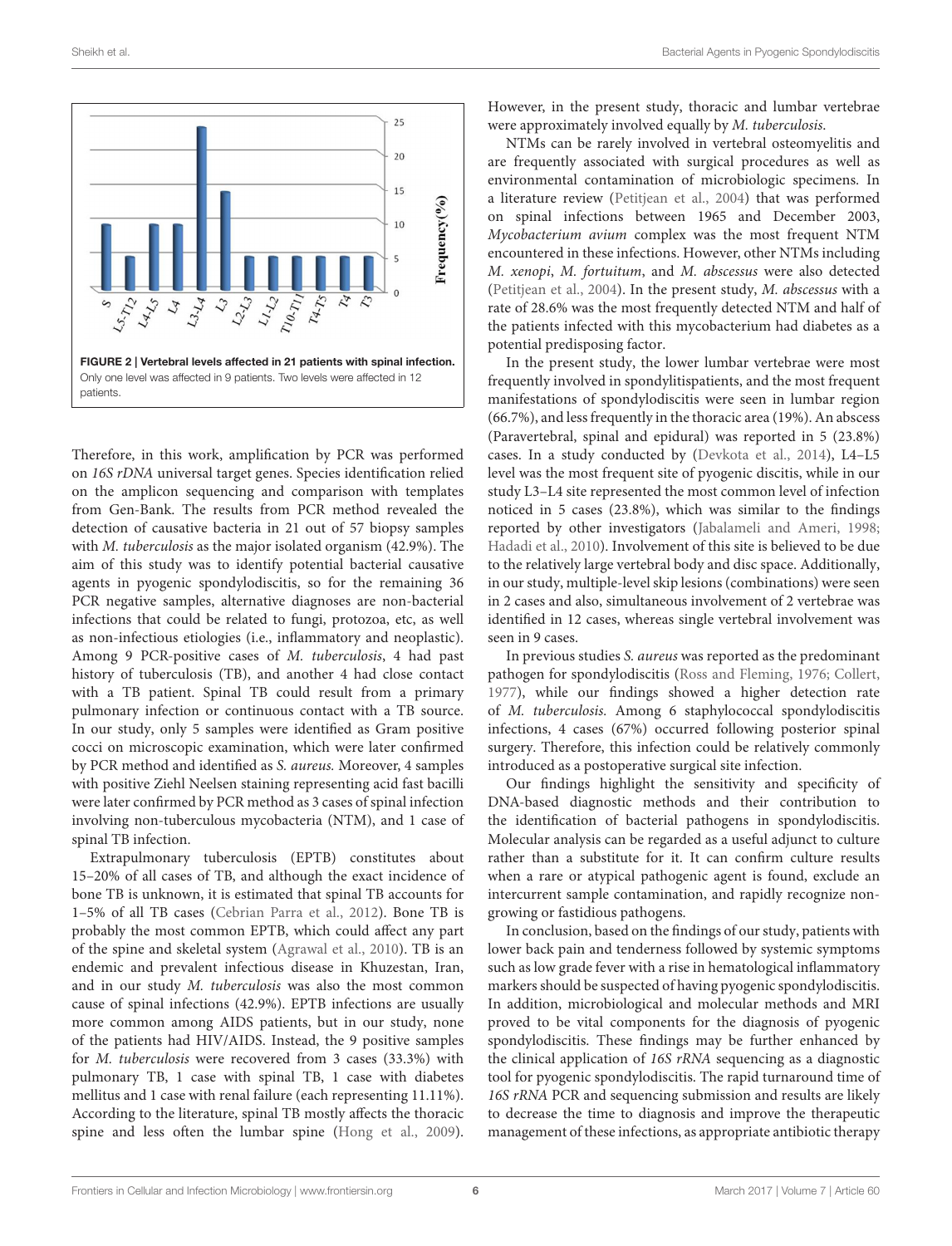**FIGURE 2 | Vertebral levels affected in 21 patients with spinal infection.** Only one level was affected in 9 patients. Two levels were affected in 12 patients.

Therefore, in this work, amplification by PCR was performed on *16S rDNA* universal target genes. Species identification relied on the amplicon sequencing and comparison with templates from Gen-Bank. The results from PCR method revealed the detection of causative bacteria in 21 out of 57 biopsy samples with *M. tuberculosis* as the major isolated organism (42.9%). The aim of this study was to identify potential bacterial causative agents in pyogenic spondylodiscitis, so for the remaining 36 PCR negative samples, alternative diagnoses are non-bacterial infections that could be related to fungi, protozoa, etc, as well as non-infectious etiologies (i.e., inflammatory and neoplastic). Among 9 PCR-positive cases of *M. tuberculosis*, 4 had past history of tuberculosis (TB), and another 4 had close contact with a TB patient. Spinal TB could result from a primary pulmonary infection or continuous contact with a TB source. In our study, only 5 samples were identified as Gram positive cocci on microscopic examination, which were later confirmed by PCR method and identified as *S. aureus.* Moreover, 4 samples with positive Ziehl Neelsen staining representing acid fast bacilli were later confirmed by PCR method as 3 cases of spinal infection involving non-tuberculous mycobacteria (NTM), and 1 case of spinal TB infection.

Extrapulmonary tuberculosis (EPTB) constitutes about 15–20% of all cases of TB, and although the exact incidence of bone TB is unknown, it is estimated that spinal TB accounts for 1–5% of all TB cases (Cebrian Parra et al., 2012). Bone TB is probably the most common EPTB, which could affect any part of the spine and skeletal system (Agrawal et al., 2010). TB is an endemic and prevalent infectious disease in Khuzestan, Iran, and in our study *M. tuberculosis* was also the most common cause of spinal infections (42.9%). EPTB infections are usually more common among AIDS patients, but in our study, none of the patients had HIV/AIDS. Instead, the 9 positive samples for *M. tuberculosis* were recovered from 3 cases (33.3%) with pulmonary TB, 1 case with spinal TB, 1 case with diabetes mellitus and 1 case with renal failure (each representing 11.11%). According to the literature, spinal TB mostly affects the thoracic spine and less often the lumbar spine (Hong et al., 2009). However, in the present study, thoracic and lumbar vertebrae were approximately involved equally by *M. tuberculosis*.

NTMs can be rarely involved in vertebral osteomyelitis and are frequently associated with surgical procedures as well as environmental contamination of microbiologic specimens. In a literature review (Petitjean et al., 2004) that was performed on spinal infections between 1965 and December 2003, *Mycobacterium avium* complex was the most frequent NTM encountered in these infections. However, other NTMs including *M. xenopi*, *M. fortuitum*, and *M. abscessus* were also detected (Petitjean et al., 2004). In the present study, *M. abscessus* with a rate of 28.6% was the most frequently detected NTM and half of the patients infected with this mycobacterium had diabetes as a potential predisposing factor.

In the present study, the lower lumbar vertebrae were most frequently involved in spondylitispatients, and the most frequent manifestations of spondylodiscitis were seen in lumbar region (66.7%), and less frequently in the thoracic area (19%). An abscess (Paravertebral, spinal and epidural) was reported in 5 (23.8%) cases. In a study conducted by (Devkota et al., 2014), L4–L5 level was the most frequent site of pyogenic discitis, while in our study L3–L4 site represented the most common level of infection noticed in 5 cases (23.8%), which was similar to the findings reported by other investigators (Jabalameli and Ameri, 1998; Hadadi et al., 2010). Involvement of this site is believed to be due to the relatively large vertebral body and disc space. Additionally, in our study, multiple-level skip lesions (combinations) were seen in 2 cases and also, simultaneous involvement of 2 vertebrae was identified in 12 cases, whereas single vertebral involvement was seen in 9 cases.

In previous studies *S. aureus* was reported as the predominant pathogen for spondylodiscitis (Ross and Fleming, 1976; Collert, 1977), while our findings showed a higher detection rate of *M. tuberculosis.* Among 6 staphylococcal spondylodiscitis infections, 4 cases (67%) occurred following posterior spinal surgery. Therefore, this infection could be relatively commonly introduced as a postoperative surgical site infection.

Our findings highlight the sensitivity and specificity of DNA-based diagnostic methods and their contribution to the identification of bacterial pathogens in spondylodiscitis. Molecular analysis can be regarded as a useful adjunct to culture rather than a substitute for it. It can confirm culture results when a rare or atypical pathogenic agent is found, exclude an intercurrent sample contamination, and rapidly recognize non-growing or fastidious pathogens.

In conclusion, based on the findings of our study, patients with lower back pain and tenderness followed by systemic symptoms such as low grade fever with a rise in hematological inflammatory markers should be suspected of having pyogenic spondylodiscitis. In addition, microbiological and molecular methods and MRI proved to be vital components for the diagnosis of pyogenic spondylodiscitis. These findings may be further enhanced by the clinical application of *16S rRNA* sequencing as a diagnostic tool for pyogenic spondylodiscitis. The rapid turnaround time of *16S rRNA* PCR and sequencing submission and results are likely to decrease the time to diagnosis and improve the therapeutic management of these infections, as appropriate antibiotic therapy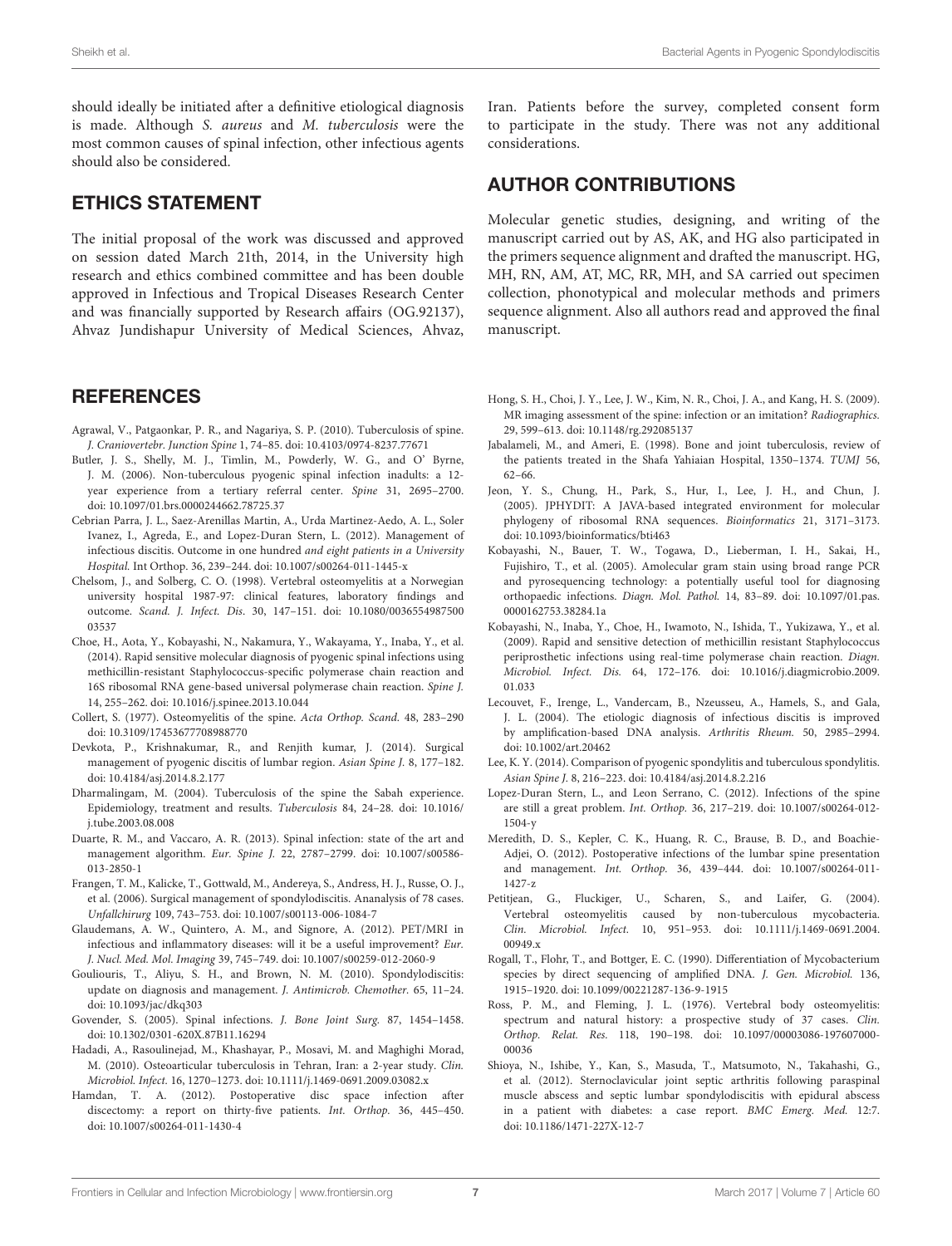should ideally be initiated after a definitive etiological diagnosis is made. Although *S. aureus* and *M. tuberculosis* were the most common causes of spinal infection, other infectious agents should also be considered.

## ETHICS STATEMENT

The initial proposal of the work was discussed and approved on session dated March 21th, 2014, in the University high research and ethics combined committee and has been double approved in Infectious and Tropical Diseases Research Center and was financially supported by Research affairs (OG.92137), Ahvaz Jundishapur University of Medical Sciences, Ahvaz, Iran. Patients before the survey, completed consent form to participate in the study. There was not any additional considerations.

## AUTHOR CONTRIBUTIONS

Molecular genetic studies, designing, and writing of the manuscript carried out by AS, AK, and HG also participated in the primers sequence alignment and drafted the manuscript. HG, MH, RN, AM, AT, MC, RR, MH, and SA carried out specimen collection, phonotypical and molecular methods and primers sequence alignment. Also all authors read and approved the final manuscript.

## REFERENCES

Agrawal, V., Patgaonkar, P. R., and Nagariya, S. P. (2010). Tuberculosis of spine. *J. Craniovertebr. Junction Spine* 1, 74–85. doi: 10.4103/0974-8237.77671

Butler, J. S., Shelly, M. J., Timlin, M., Powderly, W. G., and O' Byrne, J. M. (2006). Non-tuberculous pyogenic spinal infection inadults: a 12-year experience from a tertiary referral center. *Spine* 31, 2695–2700. doi: 10.1097/01.brs.0000244662.78725.37

Cebrian Parra, J. L., Saez-Arenillas Martin, A., Urda Martinez-Aedo, A. L., Soler Ivanez, I., Agreda, E., and Lopez-Duran Stern, L. (2012). Management of infectious discitis. Outcome in one hundred *and eight patients in a University Hospital*. Int Orthop. 36, 239–244. doi: 10.1007/s00264-011-1445-x

Chelsom, J., and Solberg, C. O. (1998). Vertebral osteomyelitis at a Norwegian university hospital 1987-97: clinical features, laboratory findings and outcome. *Scand. J. Infect. Dis*. 30, 147–151. doi: 10.1080/003655498750003537

Choe, H., Aota, Y., Kobayashi, N., Nakamura, Y., Wakayama, Y., Inaba, Y., et al. (2014). Rapid sensitive molecular diagnosis of pyogenic spinal infections using methicillin-resistant Staphylococcus-specific polymerase chain reaction and 16S ribosomal RNA gene-based universal polymerase chain reaction. *Spine J.* 14, 255–262. doi: 10.1016/j.spinee.2013.10.044

Collert, S. (1977). Osteomyelitis of the spine. *Acta Orthop. Scand*. 48, 283–290 doi: 10.3109/17453677708988770

Devkota, P., Krishnakumar, R., and Renjith kumar, J. (2014). Surgical management of pyogenic discitis of lumbar region. *Asian Spine J*. 8, 177–182. doi: 10.4184/asj.2014.8.2.177

Dharmalingam, M. (2004). Tuberculosis of the spine the Sabah experience. Epidemiology, treatment and results. *Tuberculosis* 84, 24–28. doi: 10.1016/j.tube.2003.08.008

Duarte, R. M., and Vaccaro, A. R. (2013). Spinal infection: state of the art and management algorithm. *Eur. Spine J.* 22, 2787–2799. doi: 10.1007/s00586-013-2850-1

Frangen, T. M., Kalicke, T., Gottwald, M., Andereya, S., Andress, H. J., Russe, O. J., et al. (2006). Surgical management of spondylodiscitis. Ananalysis of 78 cases. *Unfallchirurg* 109, 743–753. doi: 10.1007/s00113-006-1084-7

Glaudemans, A. W., Quintero, A. M., and Signore, A. (2012). PET/MRI in infectious and inflammatory diseases: will it be a useful improvement? *Eur. J. Nucl. Med. Mol. Imaging* 39, 745–749. doi: 10.1007/s00259-012-2060-9

Gouliouris, T., Aliyu, S. H., and Brown, N. M. (2010). Spondylodiscitis: update on diagnosis and management. *J. Antimicrob. Chemother*. 65, 11–24. doi: 10.1093/jac/dkq303

Govender, S. (2005). Spinal infections. *J. Bone Joint Surg.* 87, 1454–1458. doi: 10.1302/0301-620X.87B11.16294

Hadadi, A., Rasoulinejad, M., Khashayar, P., Mosavi, M. and Maghighi Morad, M. (2010). Osteoarticular tuberculosis in Tehran, Iran: a 2-year study. *Clin. Microbiol. Infect*. 16, 1270–1273. doi: 10.1111/j.1469-0691.2009.03082.x

Hamdan, T. A. (2012). Postoperative disc space infection after discectomy: a report on thirty-five patients. *Int. Orthop.* 36, 445–450. doi: 10.1007/s00264-011-1430-4

Hong, S. H., Choi, J. Y., Lee, J. W., Kim, N. R., Choi, J. A., and Kang, H. S. (2009). MR imaging assessment of the spine: infection or an imitation? *Radiographics*. 29, 599–613. doi: 10.1148/rg.292085137

Jabalameli, M., and Ameri, E. (1998). Bone and joint tuberculosis, review of the patients treated in the Shafa Yahiaian Hospital, 1350–1374. *TUMJ* 56, 62–66.

Jeon, Y. S., Chung, H., Park, S., Hur, I., Lee, J. H., and Chun, J. (2005). JPHYDIT: A JAVA-based integrated environment for molecular phylogeny of ribosomal RNA sequences. *Bioinformatics* 21, 3171–3173. doi: 10.1093/bioinformatics/bti463

Kobayashi, N., Bauer, T. W., Togawa, D., Lieberman, I. H., Sakai, H., Fujishiro, T., et al. (2005). Amolecular gram stain using broad range PCR and pyrosequencing technology: a potentially useful tool for diagnosing orthopaedic infections. *Diagn. Mol. Pathol.* 14, 83–89. doi: 10.1097/01.pas.0000162753.38284.1a

Kobayashi, N., Inaba, Y., Choe, H., Iwamoto, N., Ishida, T., Yukizawa, Y., et al. (2009). Rapid and sensitive detection of methicillin resistant Staphylococcus periprosthetic infections using real-time polymerase chain reaction. *Diagn. Microbiol. Infect. Dis.* 64, 172–176. doi: 10.1016/j.diagmicrobio.2009.01.033

Lecouvet, F., Irenge, L., Vandercam, B., Nzeusseu, A., Hamels, S., and Gala, J. L. (2004). The etiologic diagnosis of infectious discitis is improved by amplification-based DNA analysis. *Arthritis Rheum.* 50, 2985–2994. doi: 10.1002/art.20462

Lee, K. Y. (2014). Comparison of pyogenic spondylitis and tuberculous spondylitis. *Asian Spine J.* 8, 216–223. doi: 10.4184/asj.2014.8.2.216

Lopez-Duran Stern, L., and Leon Serrano, C. (2012). Infections of the spine are still a great problem. *Int. Orthop.* 36, 217–219. doi: 10.1007/s00264-012-1504-y

Meredith, D. S., Kepler, C. K., Huang, R. C., Brause, B. D., and Boachie-Adjei, O. (2012). Postoperative infections of the lumbar spine presentation and management. *Int. Orthop.* 36, 439–444. doi: 10.1007/s00264-011-1427-z

Petitjean, G., Fluckiger, U., Scharen, S., and Laifer, G. (2004). Vertebral osteomyelitis caused by non-tuberculous mycobacteria. *Clin. Microbiol. Infect.* 10, 951–953. doi: 10.1111/j.1469-0691.2004.00949.x

Rogall, T., Flohr, T., and Bottger, E. C. (1990). Differentiation of Mycobacterium species by direct sequencing of amplified DNA. *J. Gen. Microbiol.* 136, 1915–1920. doi: 10.1099/00221287-136-9-1915

Ross, P. M., and Fleming, J. L. (1976). Vertebral body osteomyelitis: spectrum and natural history: a prospective study of 37 cases. *Clin. Orthop. Relat. Res.* 118, 190–198. doi: 10.1097/00003086-197607000-00036

Shioya, N., Ishibe, Y., Kan, S., Masuda, T., Matsumoto, N., Takahashi, G., et al. (2012). Sternoclavicular joint septic arthritis following paraspinal muscle abscess and septic lumbar spondylodiscitis with epidural abscess in a patient with diabetes: a case report. *BMC Emerg. Med.* 12:7. doi: 10.1186/1471-227X-12-7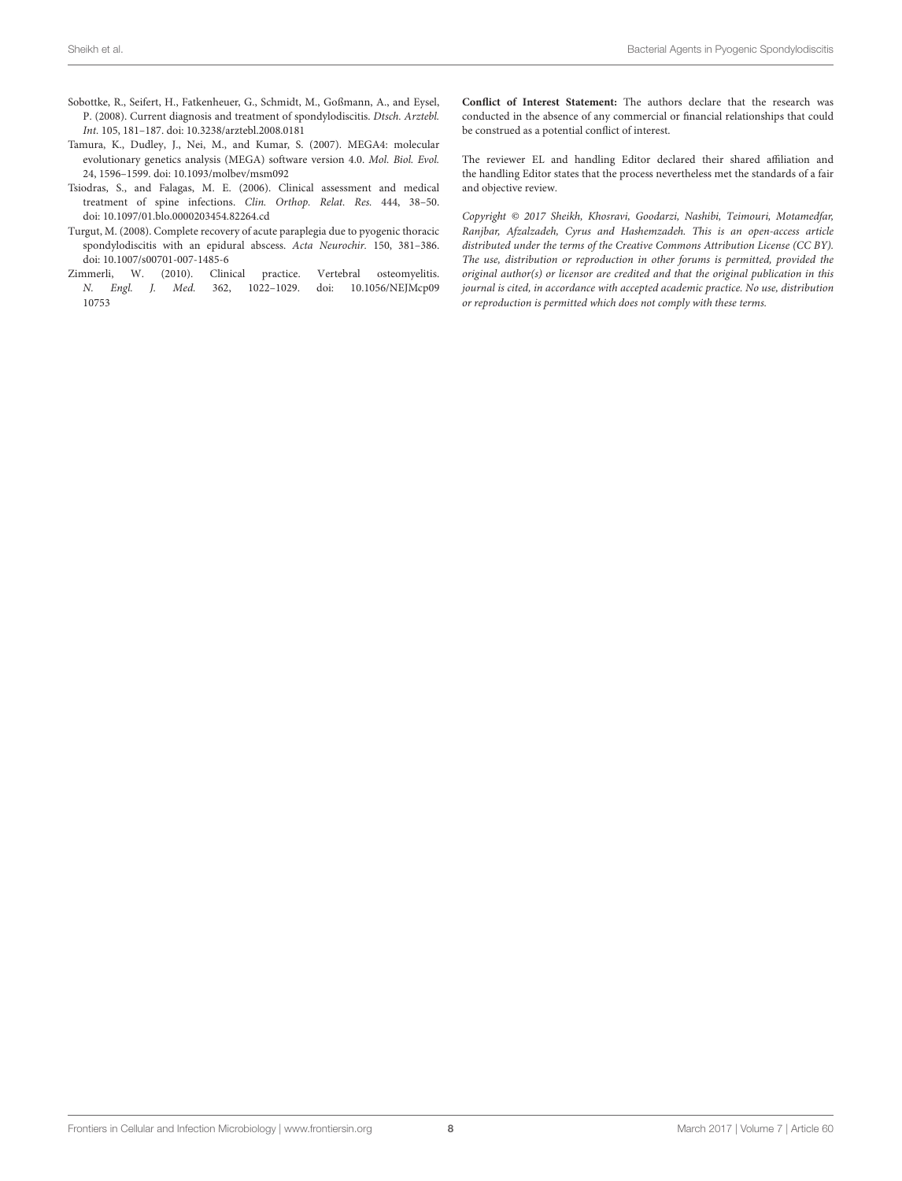Sobottke, R., Seifert, H., Fatkenheuer, G., Schmidt, M., Goßmann, A., and Eysel, P. (2008). Current diagnosis and treatment of spondylodiscitis. *Dtsch. Arztebl. Int.* 105, 181–187. doi: 10.3238/arztebl.2008.0181

Tamura, K., Dudley, J., Nei, M., and Kumar, S. (2007). MEGA4: molecular evolutionary genetics analysis (MEGA) software version 4.0. *Mol. Biol. Evol.* 24, 1596–1599. doi: 10.1093/molbev/msm092

Tsiodras, S., and Falagas, M. E. (2006). Clinical assessment and medical treatment of spine infections. *Clin. Orthop. Relat. Res.* 444, 38–50. doi: 10.1097/01.blo.0000203454.82264.cd

Turgut, M. (2008). Complete recovery of acute paraplegia due to pyogenic thoracic spondylodiscitis with an epidural abscess. *Acta Neurochir.* 150, 381–386. doi: 10.1007/s00701-007-1485-6

Zimmerli, W. (2010). Clinical practice. Vertebral osteomyelitis. *N. Engl. J. Med.* 362, 1022–1029. doi: 10.1056/NEJMcp0910753

**Conflict of Interest Statement:** The authors declare that the research was conducted in the absence of any commercial or financial relationships that could be construed as a potential conflict of interest.

The reviewer EL and handling Editor declared their shared affiliation and the handling Editor states that the process nevertheless met the standards of a fair and objective review.

*Copyright © 2017 Sheikh, Khosravi, Goodarzi, Nashibi, Teimouri, Motamedfar, Ranjbar, Afzalzadeh, Cyrus and Hashemzadeh. This is an open-access article distributed under the terms of the Creative Commons Attribution License (CC BY). The use, distribution or reproduction in other forums is permitted, provided the original author(s) or licensor are credited and that the original publication in this journal is cited, in accordance with accepted academic practice. No use, distribution or reproduction is permitted which does not comply with these terms.*